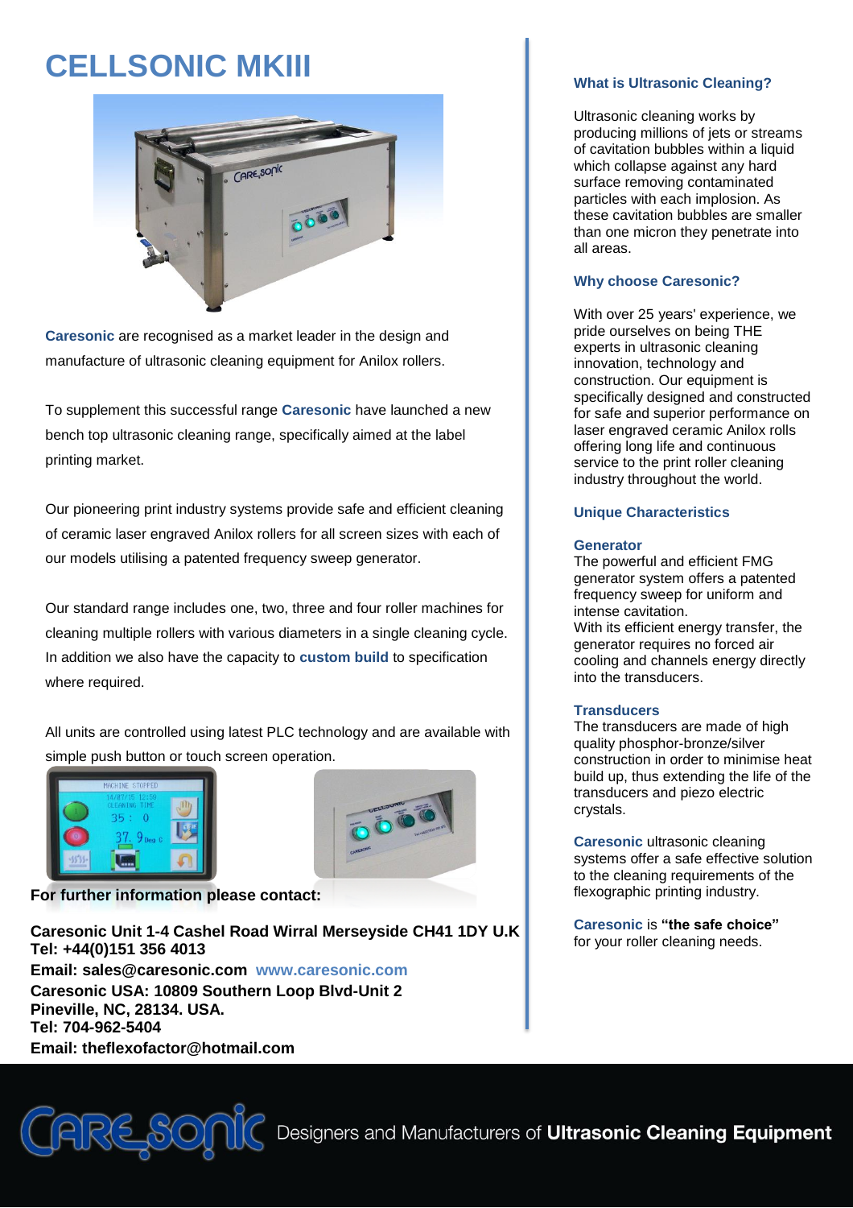# CELLSONIC MKIII

**Caresonic** are recognised as a market leader in the design and manufacture of ultrasonic cleaning equipment for Anilox rollers.

To supplement this successful range **Caresonic** have launched a new bench top ultrasonic cleaning range, specifically aimed at the label printing market.

Our pioneering print industry systems provide safe and efficient cleaning of ceramic laser engraved Anilox rollers for all screen sizes with each of our models utilising a patented frequency sweep generator.

Our standard range includes one, two, three and four roller machines for cleaning multiple rollers with various diameters in a single cleaning cycle. In addition we also have the capacity to **custom build** to specification where required.

All units are controlled using latest PLC technology and are available with simple push button or touch screen operation.

**For further information please contact:**

**Caresonic Unit 1-4 Cashel Road Wirral Merseyside CH41 1DY U.K**
**Tel: +44(0)151 356 4013**
**Email: sales@caresonic.com** **www.caresonic.com**
**Caresonic USA: 10809 Southern Loop Blvd-Unit 2**
**Pineville, NC, 28134. USA.**
**Tel: 704-962-5404**
**Email: theflexofactor@hotmail.com**

### What is Ultrasonic Cleaning?

Ultrasonic cleaning works by producing millions of jets or streams of cavitation bubbles within a liquid which collapse against any hard surface removing contaminated particles with each implosion. As these cavitation bubbles are smaller than one micron they penetrate into all areas.

### Why choose Caresonic?

With over 25 years' experience, we pride ourselves on being THE experts in ultrasonic cleaning innovation, technology and construction. Our equipment is specifically designed and constructed for safe and superior performance on laser engraved ceramic Anilox rolls offering long life and continuous service to the print roller cleaning industry throughout the world.

### Unique Characteristics

**Generator**
The powerful and efficient FMG generator system offers a patented frequency sweep for uniform and intense cavitation.
With its efficient energy transfer, the generator requires no forced air cooling and channels energy directly into the transducers.

**Transducers**
The transducers are made of high quality phosphor-bronze/silver construction in order to minimise heat build up, thus extending the life of the transducers and piezo electric crystals.

**Caresonic** ultrasonic cleaning systems offer a safe effective solution to the cleaning requirements of the flexographic printing industry.

**Caresonic** is **"the safe choice"** for your roller cleaning needs.

Designers and Manufacturers of **Ultrasonic Cleaning Equipment**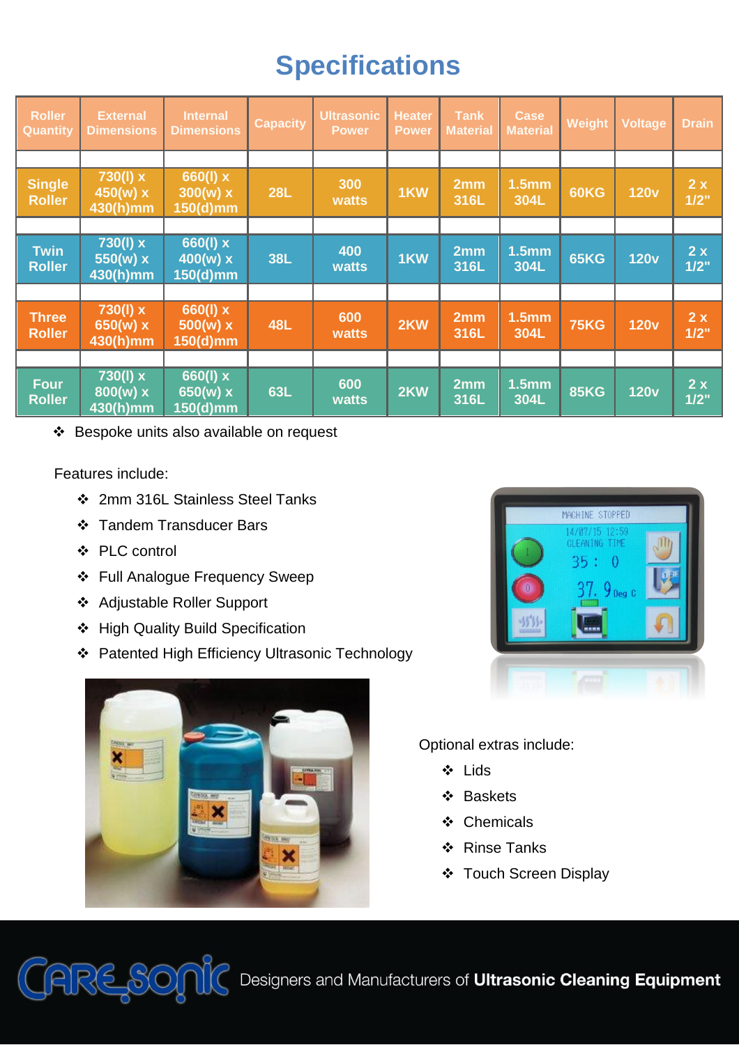# Specifications

| Roller Quantity | External Dimensions | Internal Dimensions | Capacity | Ultrasonic Power | Heater Power | Tank Material | Case Material | Weight | Voltage | Drain |
|---|---|---|---|---|---|---|---|---|---|---|
| Single Roller | 730(l) x 450(w) x 430(h)mm | 660(l) x 300(w) x 150(d)mm | 28L | 300 watts | 1KW | 2mm 316L | 1.5mm 304L | 60KG | 120v | 2 x 1/2" |
| Twin Roller | 730(l) x 550(w) x 430(h)mm | 660(l) x 400(w) x 150(d)mm | 38L | 400 watts | 1KW | 2mm 316L | 1.5mm 304L | 65KG | 120v | 2 x 1/2" |
| Three Roller | 730(l) x 650(w) x 430(h)mm | 660(l) x 500(w) x 150(d)mm | 48L | 600 watts | 2KW | 2mm 316L | 1.5mm 304L | 75KG | 120v | 2 x 1/2" |
| Four Roller | 730(l) x 800(w) x 430(h)mm | 660(l) x 650(w) x 150(d)mm | 63L | 600 watts | 2KW | 2mm 316L | 1.5mm 304L | 85KG | 120v | 2 x 1/2" |

- Bespoke units also available on request

Features include:

- 2mm 316L Stainless Steel Tanks
- Tandem Transducer Bars
- PLC control
- Full Analogue Frequency Sweep
- Adjustable Roller Support
- High Quality Build Specification
- Patented High Efficiency Ultrasonic Technology

Optional extras include:

- Lids
- Baskets
- Chemicals
- Rinse Tanks
- Touch Screen Display

CARESONIC Designers and Manufacturers of **Ultrasonic Cleaning Equipment**